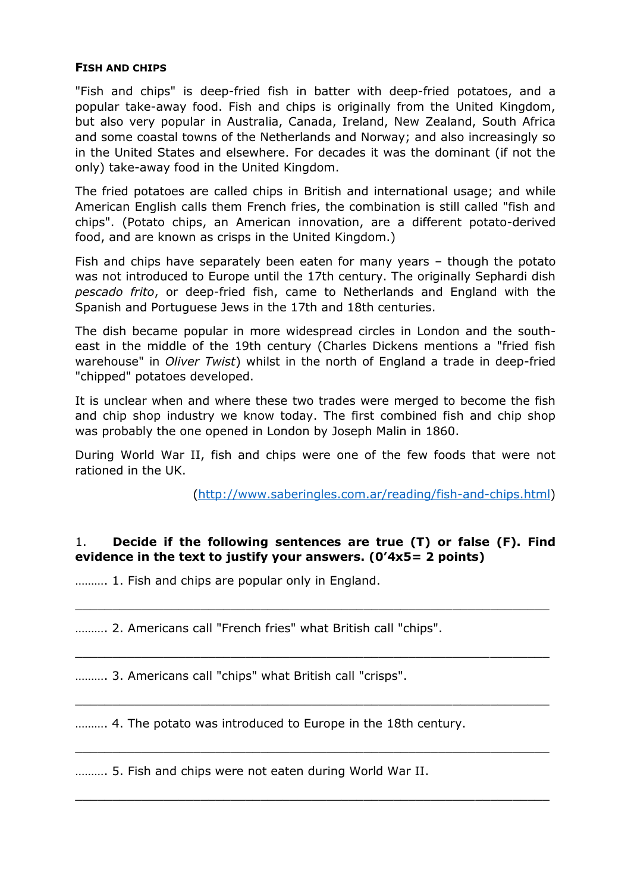## FISH AND CHIPS

"Fish and chips" is deep-fried fish in batter with deep-fried potatoes, and a popular take-away food. Fish and chips is originally from the United Kingdom, but also very popular in Australia, Canada, Ireland, New Zealand, South Africa and some coastal towns of the Netherlands and Norway; and also increasingly so in the United States and elsewhere. For decades it was the dominant (if not the only) take-away food in the United Kingdom.

The fried potatoes are called chips in British and international usage; and while American English calls them French fries, the combination is still called "fish and chips". (Potato chips, an American innovation, are a different potato-derived food, and are known as crisps in the United Kingdom.)

Fish and chips have separately been eaten for many years – though the potato was not introduced to Europe until the 17th century. The originally Sephardi dish *pescado frito*, or deep-fried fish, came to Netherlands and England with the Spanish and Portuguese Jews in the 17th and 18th centuries.

The dish became popular in more widespread circles in London and the south-east in the middle of the 19th century (Charles Dickens mentions a "fried fish warehouse" in *Oliver Twist*) whilst in the north of England a trade in deep-fried "chipped" potatoes developed.

It is unclear when and where these two trades were merged to become the fish and chip shop industry we know today. The first combined fish and chip shop was probably the one opened in London by Joseph Malin in 1860.

During World War II, fish and chips were one of the few foods that were not rationed in the UK.

(http://www.saberingles.com.ar/reading/fish-and-chips.html)

1. **Decide if the following sentences are true (T) or false (F). Find evidence in the text to justify your answers. (0'4x5= 2 points)**

………. 1. Fish and chips are popular only in England.

_______________________________________________________________

………. 2. Americans call "French fries" what British call "chips".

_______________________________________________________________

………. 3. Americans call "chips" what British call "crisps".

_______________________________________________________________

………. 4. The potato was introduced to Europe in the 18th century.

_______________________________________________________________

………. 5. Fish and chips were not eaten during World War II.

_______________________________________________________________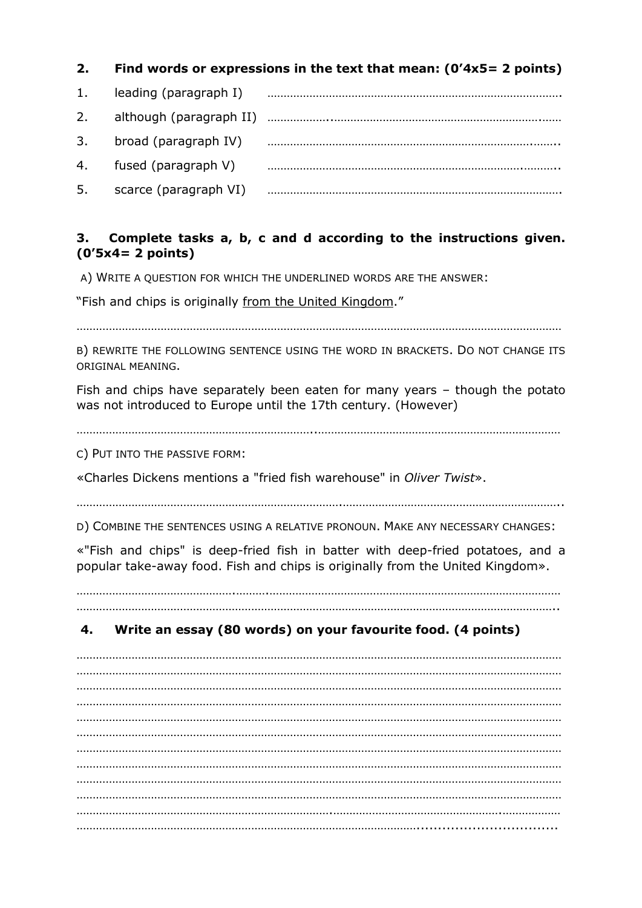## 2. Find words or expressions in the text that mean: (0'4x5= 2 points)

1. leading (paragraph I) ………………………………………………………………………………
2. although (paragraph II) ………………………………………………………………………………
3. broad (paragraph IV) ………………………………………………………………………………
4. fused (paragraph V) ………………………………………………………………………………
5. scarce (paragraph VI) ………………………………………………………………………………

## 3. Complete tasks a, b, c and d according to the instructions given. (0'5x4= 2 points)

A) WRITE A QUESTION FOR WHICH THE UNDERLINED WORDS ARE THE ANSWER:

"Fish and chips is originally <u>from the United Kingdom</u>."

…………………………………………………………………………………………………………………………………

B) REWRITE THE FOLLOWING SENTENCE USING THE WORD IN BRACKETS. DO NOT CHANGE ITS ORIGINAL MEANING.

Fish and chips have separately been eaten for many years – though the potato was not introduced to Europe until the 17th century. (However)

…………………………………………………………………………………………………………………………………

C) PUT INTO THE PASSIVE FORM:

«Charles Dickens mentions a "fried fish warehouse" in *Oliver Twist*».

…………………………………………………………………………………………………………………………………

D) COMBINE THE SENTENCES USING A RELATIVE PRONOUN. MAKE ANY NECESSARY CHANGES:

«"Fish and chips" is deep-fried fish in batter with deep-fried potatoes, and a popular take-away food. Fish and chips is originally from the United Kingdom».

…………………………………………………………………………………………………………………………………
…………………………………………………………………………………………………………………………………

## 4. Write an essay (80 words) on your favourite food. (4 points)

…………………………………………………………………………………………………………………………………
…………………………………………………………………………………………………………………………………
…………………………………………………………………………………………………………………………………
…………………………………………………………………………………………………………………………………
…………………………………………………………………………………………………………………………………
…………………………………………………………………………………………………………………………………
…………………………………………………………………………………………………………………………………
…………………………………………………………………………………………………………………………………
…………………………………………………………………………………………………………………………………
…………………………………………………………………………………………………………………………………
…………………………………………………………………………………………………………………………………
…………………………………………………………………………………………………………………………………